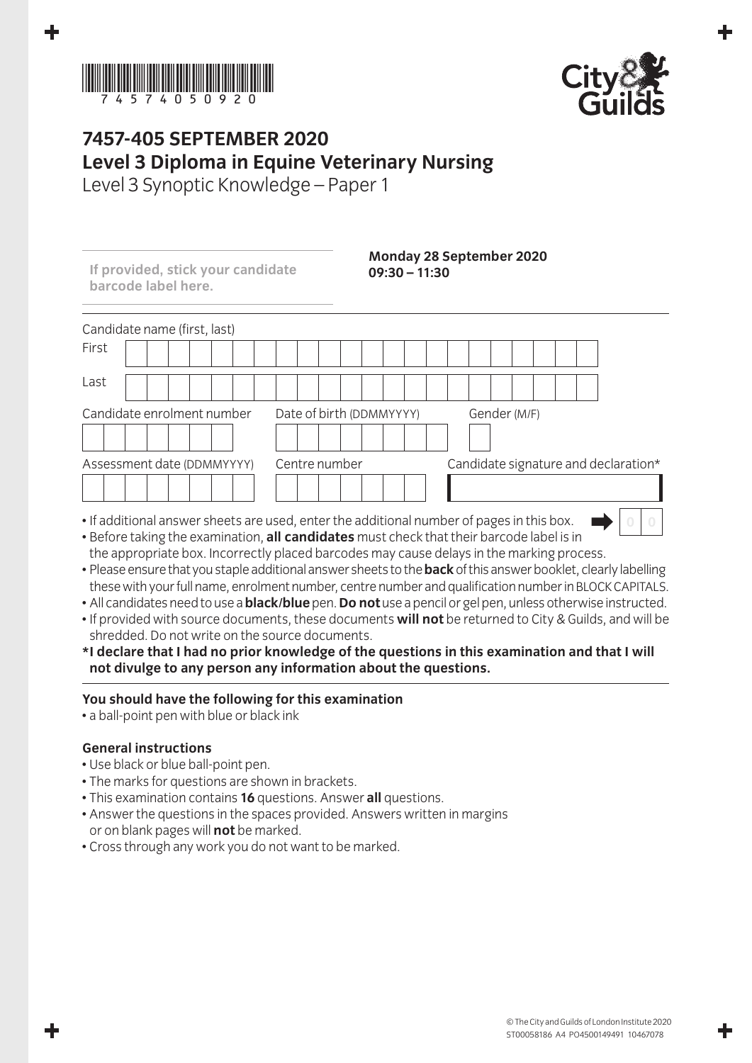# 7457-405 SEPTEMBER 2020
## Level 3 Diploma in Equine Veterinary Nursing
Level 3 Synoptic Knowledge – Paper 1

**If provided, stick your candidate barcode label here.**

**Monday 28 September 2020**
**09:30 – 11:30**

Candidate name (first, last)

First

Last

Candidate enrolment number

Date of birth (DDMMYYYY)

Gender (M/F)

Assessment date (DDMMYYYY)

Centre number

Candidate signature and declaration*

- If additional answer sheets are used, enter the additional number of pages in this box.
- Before taking the examination, **all candidates** must check that their barcode label is in the appropriate box. Incorrectly placed barcodes may cause delays in the marking process.
- Please ensure that you staple additional answer sheets to the **back** of this answer booklet, clearly labelling these with your full name, enrolment number, centre number and qualification number in BLOCK CAPITALS.
- All candidates need to use a **black/blue** pen. **Do not** use a pencil or gel pen, unless otherwise instructed.
- If provided with source documents, these documents **will not** be returned to City & Guilds, and will be shredded. Do not write on the source documents.

**\*I declare that I had no prior knowledge of the questions in this examination and that I will not divulge to any person any information about the questions.**

**You should have the following for this examination**
- a ball-point pen with blue or black ink

**General instructions**
- Use black or blue ball-point pen.
- The marks for questions are shown in brackets.
- This examination contains **16** questions. Answer **all** questions.
- Answer the questions in the spaces provided. Answers written in margins or on blank pages will **not** be marked.
- Cross through any work you do not want to be marked.

© The City and Guilds of London Institute 2020
ST00058186 A4 PO4500149491 10467078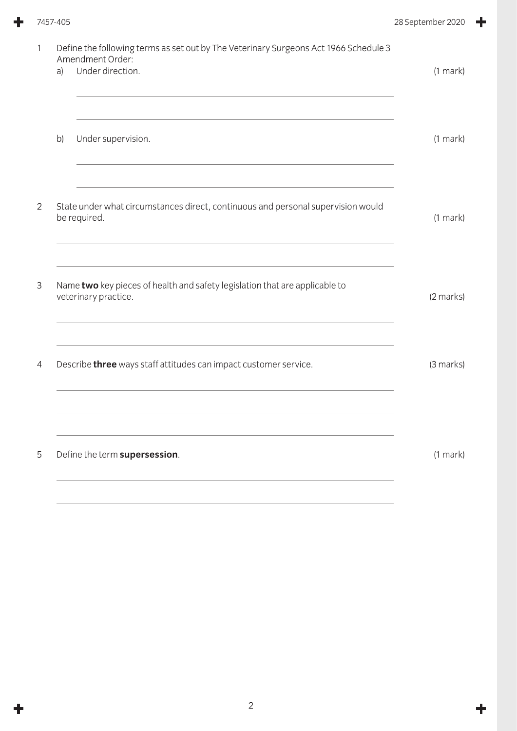1 Define the following terms as set out by The Veterinary Surgeons Act 1966 Schedule 3 Amendment Order:

a) Under direction. (1 mark)

b) Under supervision. (1 mark)

2 State under what circumstances direct, continuous and personal supervision would be required. (1 mark)

3 Name **two** key pieces of health and safety legislation that are applicable to veterinary practice. (2 marks)

4 Describe **three** ways staff attitudes can impact customer service. (3 marks)

5 Define the term **supersession**. (1 mark)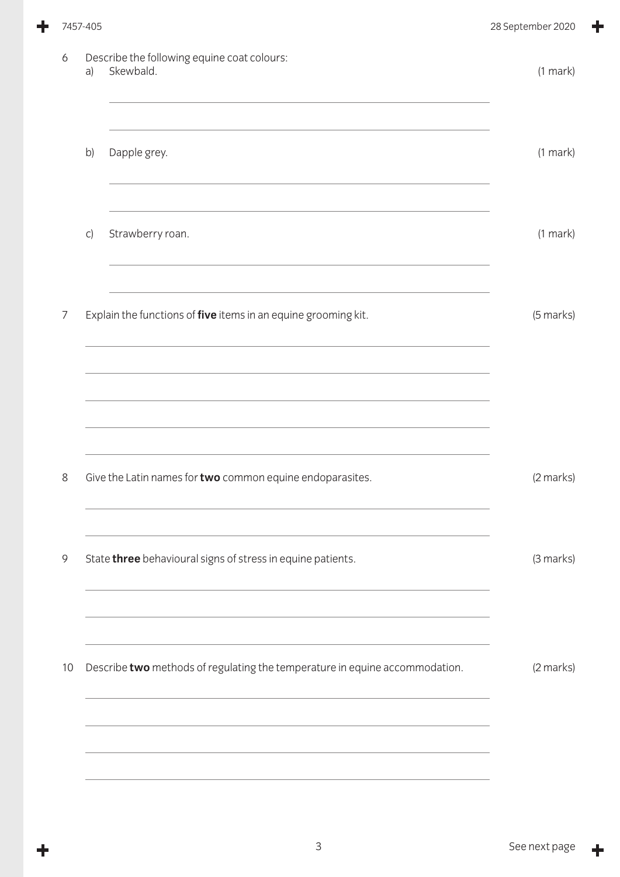6 Describe the following equine coat colours:

a) Skewbald. (1 mark)

b) Dapple grey. (1 mark)

c) Strawberry roan. (1 mark)

7 Explain the functions of **five** items in an equine grooming kit. (5 marks)

8 Give the Latin names for **two** common equine endoparasites. (2 marks)

9 State **three** behavioural signs of stress in equine patients. (3 marks)

10 Describe **two** methods of regulating the temperature in equine accommodation. (2 marks)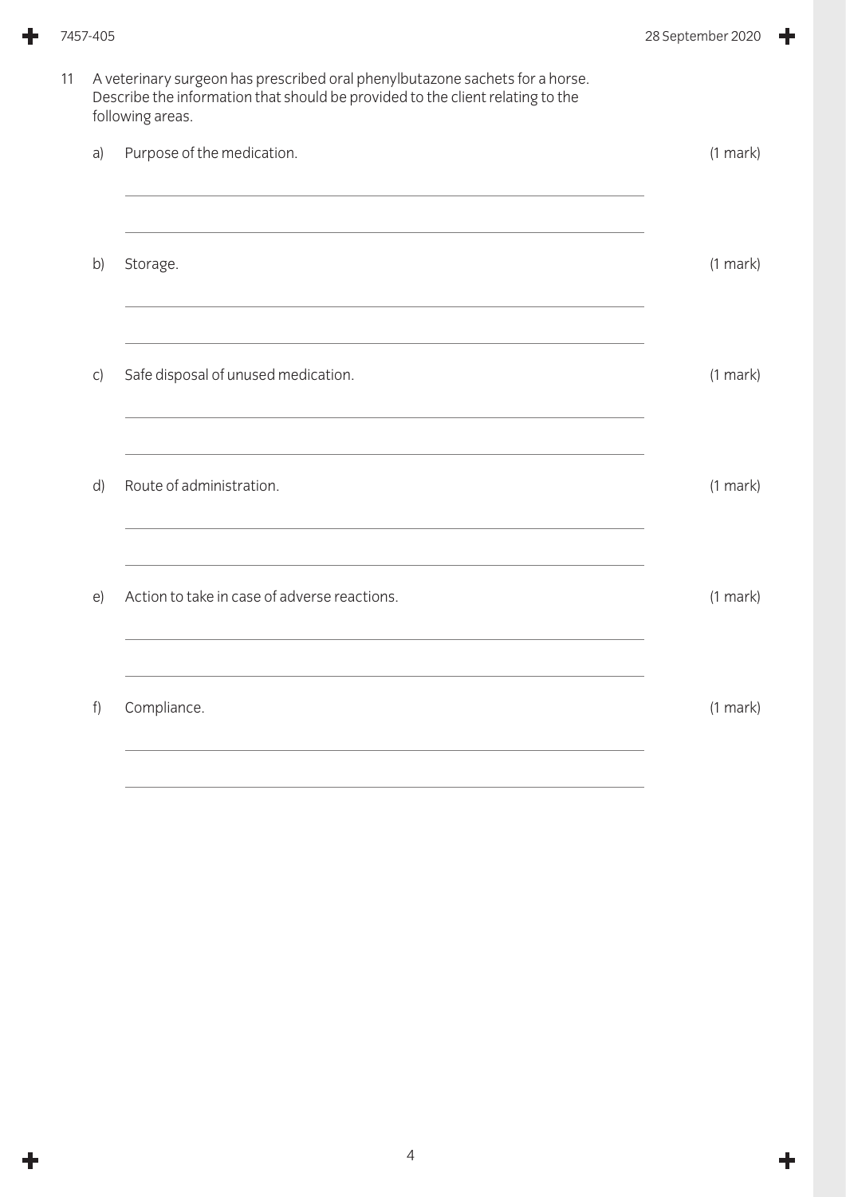11 A veterinary surgeon has prescribed oral phenylbutazone sachets for a horse. Describe the information that should be provided to the client relating to the following areas.

a) Purpose of the medication. (1 mark)

b) Storage. (1 mark)

c) Safe disposal of unused medication. (1 mark)

d) Route of administration. (1 mark)

e) Action to take in case of adverse reactions. (1 mark)

f) Compliance. (1 mark)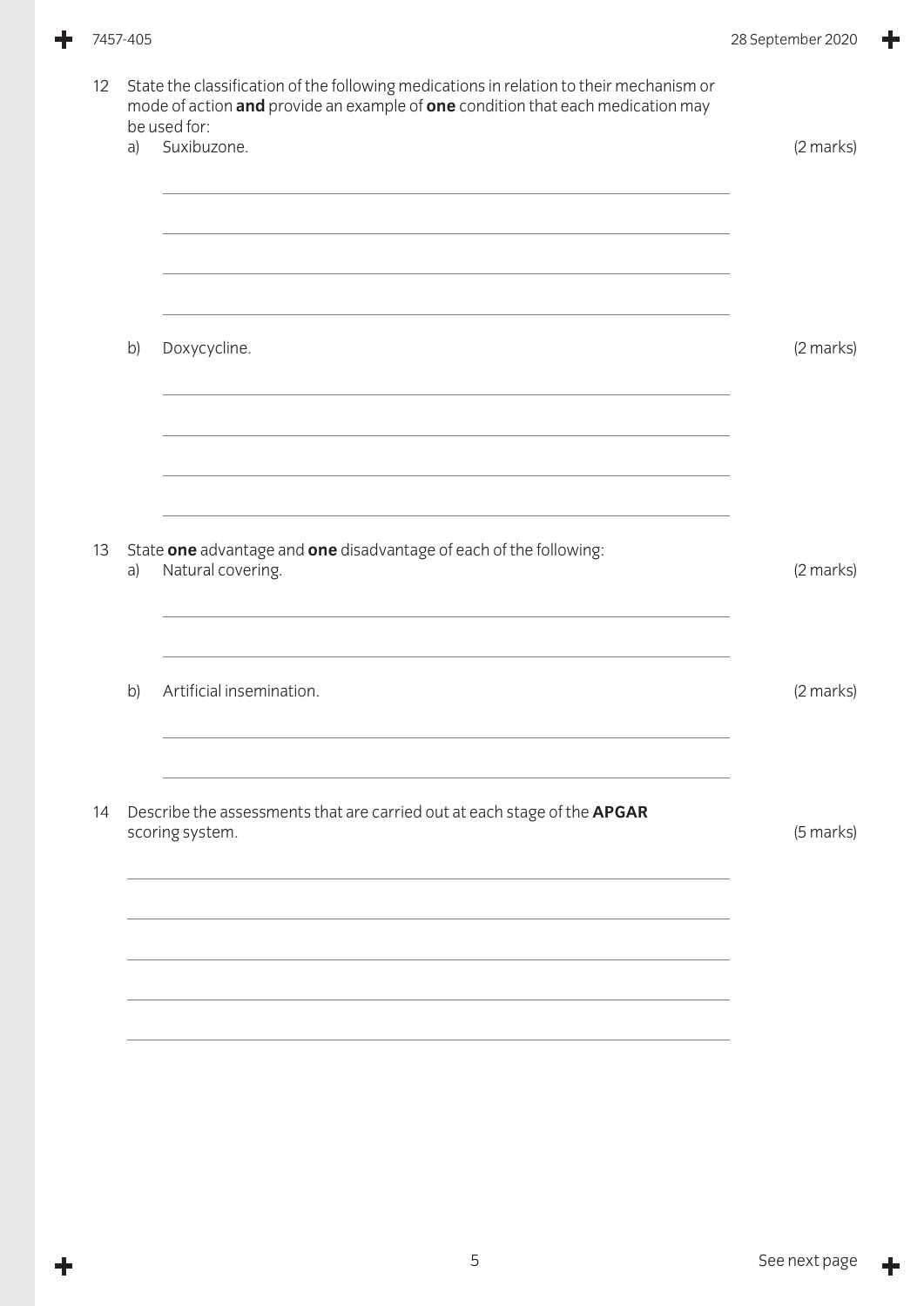12 State the classification of the following medications in relation to their mechanism or mode of action **and** provide an example of **one** condition that each medication may be used for:

a) Suxibuzone. (2 marks)

b) Doxycycline. (2 marks)

13 State **one** advantage and **one** disadvantage of each of the following:

a) Natural covering. (2 marks)

b) Artificial insemination. (2 marks)

14 Describe the assessments that are carried out at each stage of the **APGAR** scoring system. (5 marks)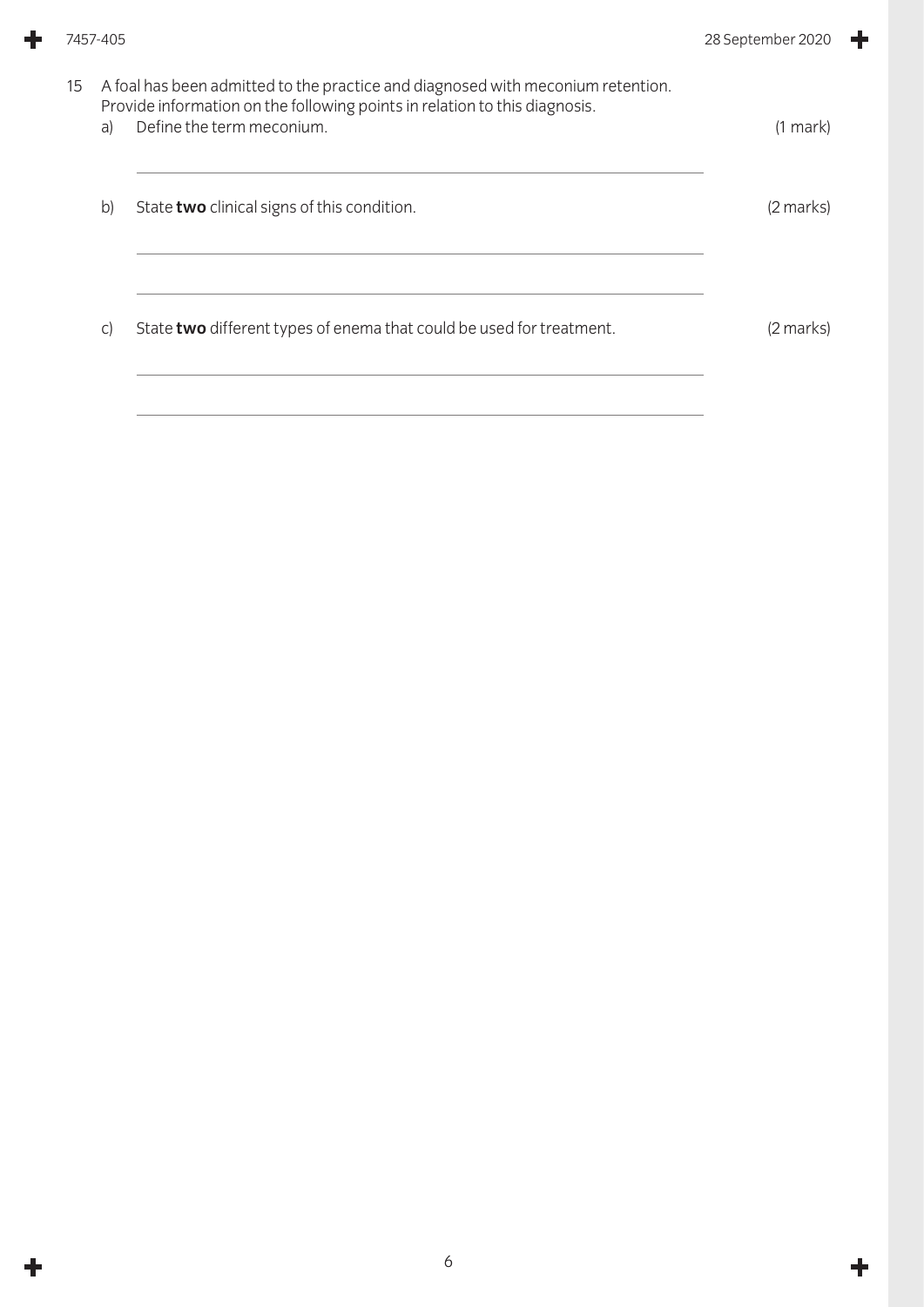15 A foal has been admitted to the practice and diagnosed with meconium retention. Provide information on the following points in relation to this diagnosis.

a) Define the term meconium. (1 mark)

b) State **two** clinical signs of this condition. (2 marks)

c) State **two** different types of enema that could be used for treatment. (2 marks)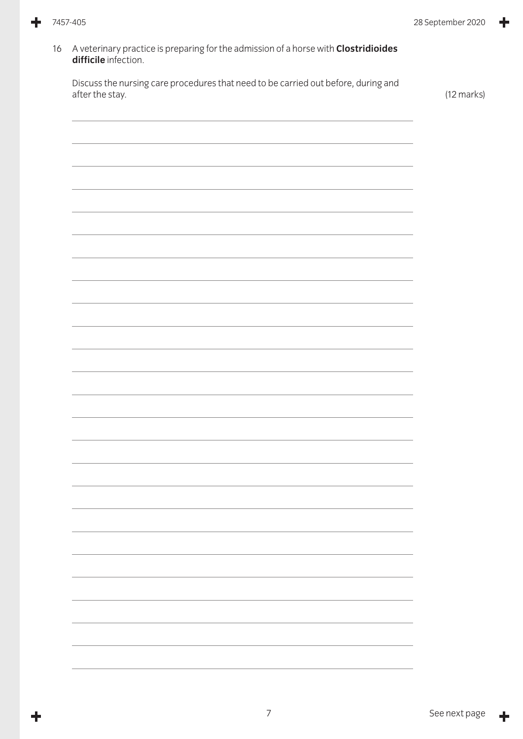16 A veterinary practice is preparing for the admission of a horse with **Clostridioides difficile** infection.

Discuss the nursing care procedures that need to be carried out before, during and after the stay. (12 marks)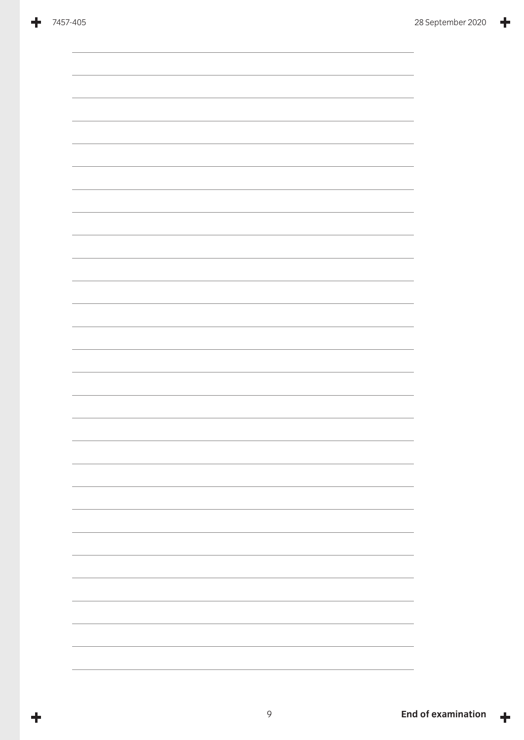**End of examination**